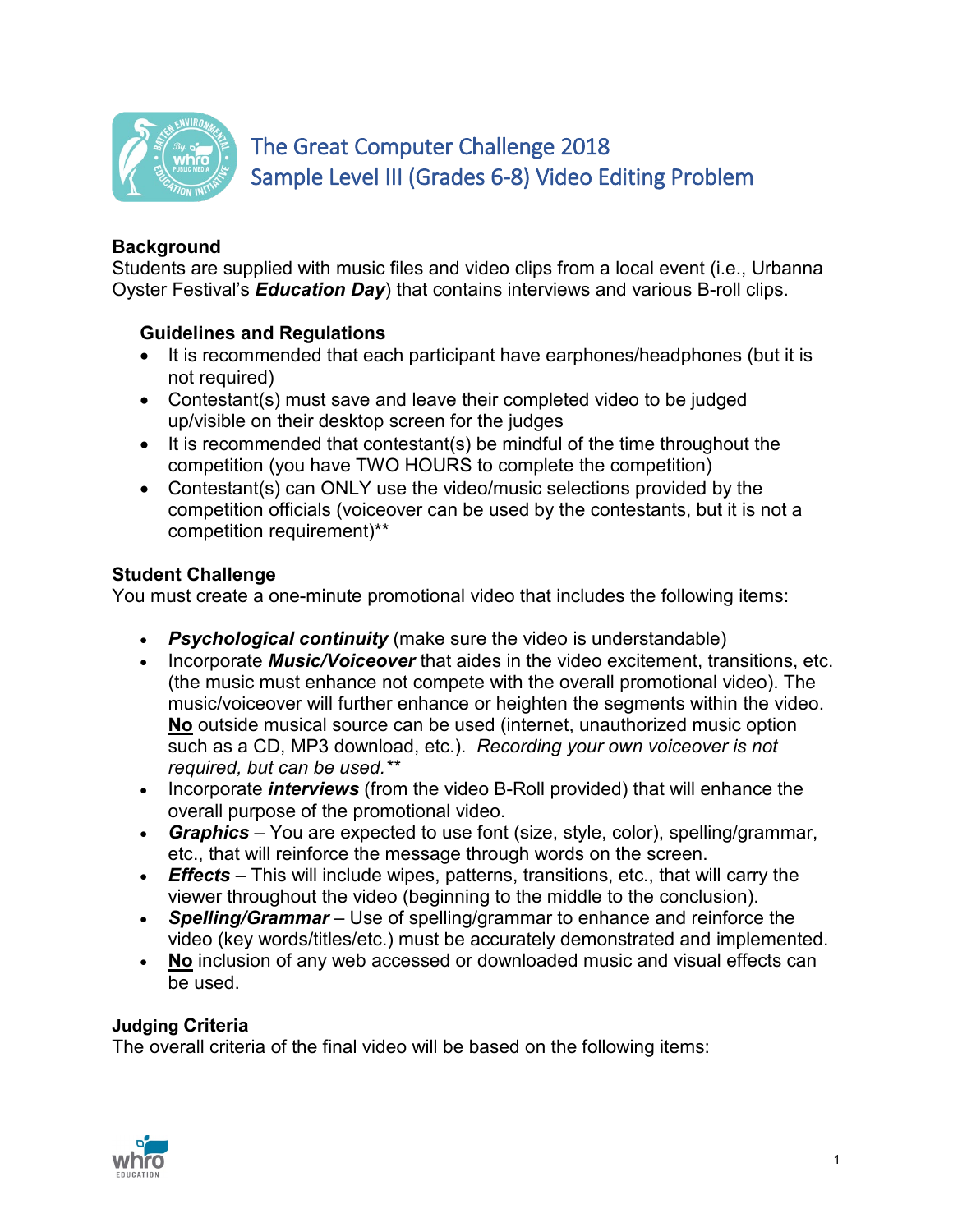# The Great Computer Challenge 2018
## Sample Level III (Grades 6-8) Video Editing Problem

### Background

Students are supplied with music files and video clips from a local event (i.e., Urbanna Oyster Festival's ***Education Day***) that contains interviews and various B-roll clips.

#### Guidelines and Regulations

- It is recommended that each participant have earphones/headphones (but it is not required)
- Contestant(s) must save and leave their completed video to be judged up/visible on their desktop screen for the judges
- It is recommended that contestant(s) be mindful of the time throughout the competition (you have TWO HOURS to complete the competition)
- Contestant(s) can ONLY use the video/music selections provided by the competition officials (voiceover can be used by the contestants, but it is not a competition requirement)**

### Student Challenge

You must create a one-minute promotional video that includes the following items:

- ***Psychological continuity*** (make sure the video is understandable)
- Incorporate ***Music/Voiceover*** that aides in the video excitement, transitions, etc. (the music must enhance not compete with the overall promotional video). The music/voiceover will further enhance or heighten the segments within the video. **<u>No</u>** outside musical source can be used (internet, unauthorized music option such as a CD, MP3 download, etc.). *Recording your own voiceover is not required, but can be used.***
- Incorporate ***interviews*** (from the video B-Roll provided) that will enhance the overall purpose of the promotional video.
- ***Graphics*** – You are expected to use font (size, style, color), spelling/grammar, etc., that will reinforce the message through words on the screen.
- ***Effects*** – This will include wipes, patterns, transitions, etc., that will carry the viewer throughout the video (beginning to the middle to the conclusion).
- ***Spelling/Grammar*** – Use of spelling/grammar to enhance and reinforce the video (key words/titles/etc.) must be accurately demonstrated and implemented.
- **<u>No</u>** inclusion of any web accessed or downloaded music and visual effects can be used.

### Judging Criteria

The overall criteria of the final video will be based on the following items: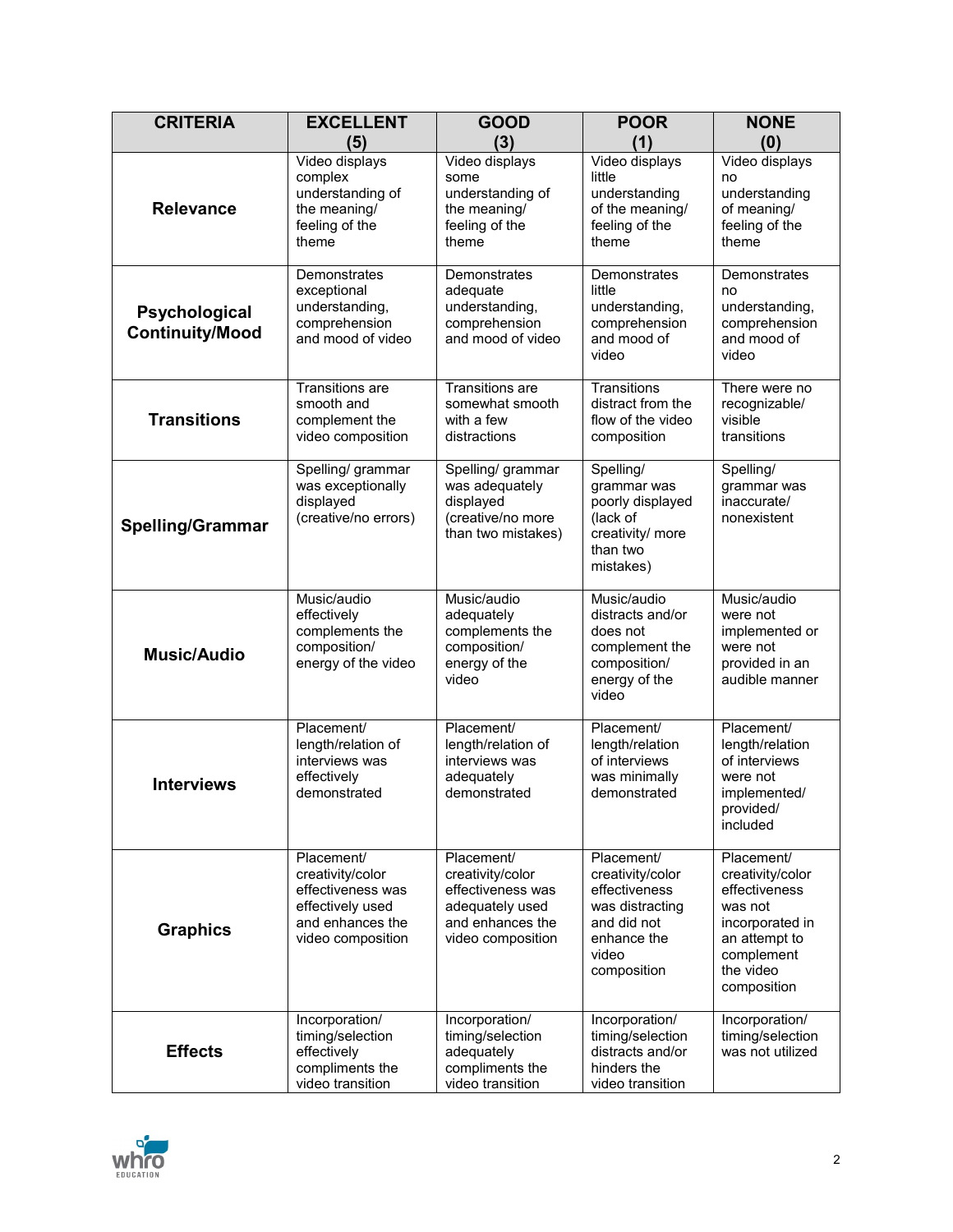| CRITERIA | EXCELLENT (5) | GOOD (3) | POOR (1) | NONE (0) |
|---|---|---|---|---|
| **Relevance** | Video displays complex understanding of the meaning/ feeling of the theme | Video displays some understanding of the meaning/ feeling of the theme | Video displays little understanding of the meaning/ feeling of the theme | Video displays no understanding of meaning/ feeling of the theme |
| **Psychological Continuity/Mood** | Demonstrates exceptional understanding, comprehension and mood of video | Demonstrates adequate understanding, comprehension and mood of video | Demonstrates little understanding, comprehension and mood of video | Demonstrates no understanding, comprehension and mood of video |
| **Transitions** | Transitions are smooth and complement the video composition | Transitions are somewhat smooth with a few distractions | Transitions distract from the flow of the video composition | There were no recognizable/ visible transitions |
| **Spelling/Grammar** | Spelling/ grammar was exceptionally displayed (creative/no errors) | Spelling/ grammar was adequately displayed (creative/no more than two mistakes) | Spelling/ grammar was poorly displayed (lack of creativity/ more than two mistakes) | Spelling/ grammar was inaccurate/ nonexistent |
| **Music/Audio** | Music/audio effectively complements the composition/ energy of the video | Music/audio adequately complements the composition/ energy of the video | Music/audio distracts and/or does not complement the composition/ energy of the video | Music/audio were not implemented or were not provided in an audible manner |
| **Interviews** | Placement/ length/relation of interviews was effectively demonstrated | Placement/ length/relation of interviews was adequately demonstrated | Placement/ length/relation of interviews was minimally demonstrated | Placement/ length/relation of interviews were not implemented/ provided/ included |
| **Graphics** | Placement/ creativity/color effectiveness was effectively used and enhances the video composition | Placement/ creativity/color effectiveness was adequately used and enhances the video composition | Placement/ creativity/color effectiveness was distracting and did not enhance the video composition | Placement/ creativity/color effectiveness was not incorporated in an attempt to complement the video composition |
| **Effects** | Incorporation/ timing/selection effectively compliments the video transition | Incorporation/ timing/selection adequately compliments the video transition | Incorporation/ timing/selection distracts and/or hinders the video transition | Incorporation/ timing/selection was not utilized |